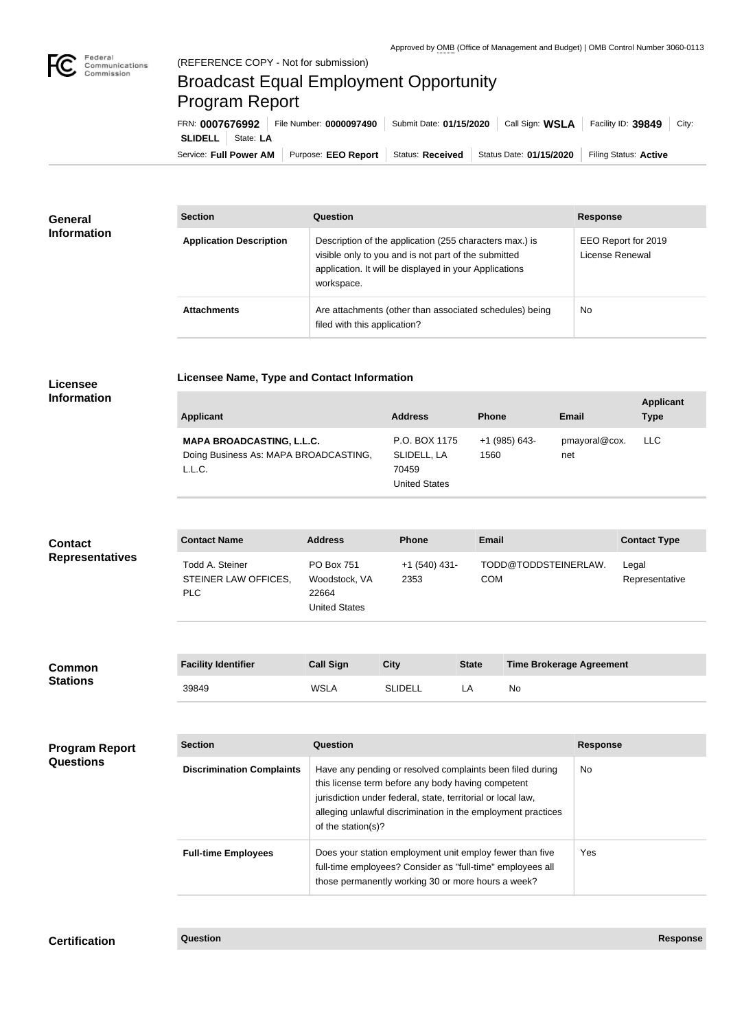Approved by OMB (Office of Management and Budget) | OMB Control Number 3060-0113

(REFERENCE COPY - Not for submission)

# Broadcast Equal Employment Opportunity Program Report

FRN: **0007676992** | File Number: **0000097490** | Submit Date: **01/15/2020** | Call Sign: **WSLA** | Facility ID: **39849** | City: **SLIDELL** | State: **LA**

Service: **Full Power AM** | Purpose: **EEO Report** | Status: **Received** | Status Date: **01/15/2020** | Filing Status: **Active**

## General Information

| Section | Question | Response |
| --- | --- | --- |
| **Application Description** | Description of the application (255 characters max.) is visible only to you and is not part of the submitted application. It will be displayed in your Applications workspace. | EEO Report for 2019 License Renewal |
| **Attachments** | Are attachments (other than associated schedules) being filed with this application? | No |

## Licensee Information

### Licensee Name, Type and Contact Information

| Applicant | Address | Phone | Email | Applicant Type |
| --- | --- | --- | --- | --- |
| **MAPA BROADCASTING, L.L.C.** Doing Business As: MAPA BROADCASTING, L.L.C. | P.O. BOX 1175 SLIDELL, LA 70459 United States | +1 (985) 643-1560 | pmayoral@cox.net | LLC |

## Contact Representatives

| Contact Name | Address | Phone | Email | Contact Type |
| --- | --- | --- | --- | --- |
| Todd A. Steiner STEINER LAW OFFICES, PLC | PO Box 751 Woodstock, VA 22664 United States | +1 (540) 431-2353 | TODD@TODDSTEINERLAW.COM | Legal Representative |

## Common Stations

| Facility Identifier | Call Sign | City | State | Time Brokerage Agreement |
| --- | --- | --- | --- | --- |
| 39849 | WSLA | SLIDELL | LA | No |

## Program Report Questions

| Section | Question | Response |
| --- | --- | --- |
| **Discrimination Complaints** | Have any pending or resolved complaints been filed during this license term before any body having competent jurisdiction under federal, state, territorial or local law, alleging unlawful discrimination in the employment practices of the station(s)? | No |
| **Full-time Employees** | Does your station employment unit employ fewer than five full-time employees? Consider as "full-time" employees all those permanently working 30 or more hours a week? | Yes |

## Certification

| Question | Response |
| --- | --- |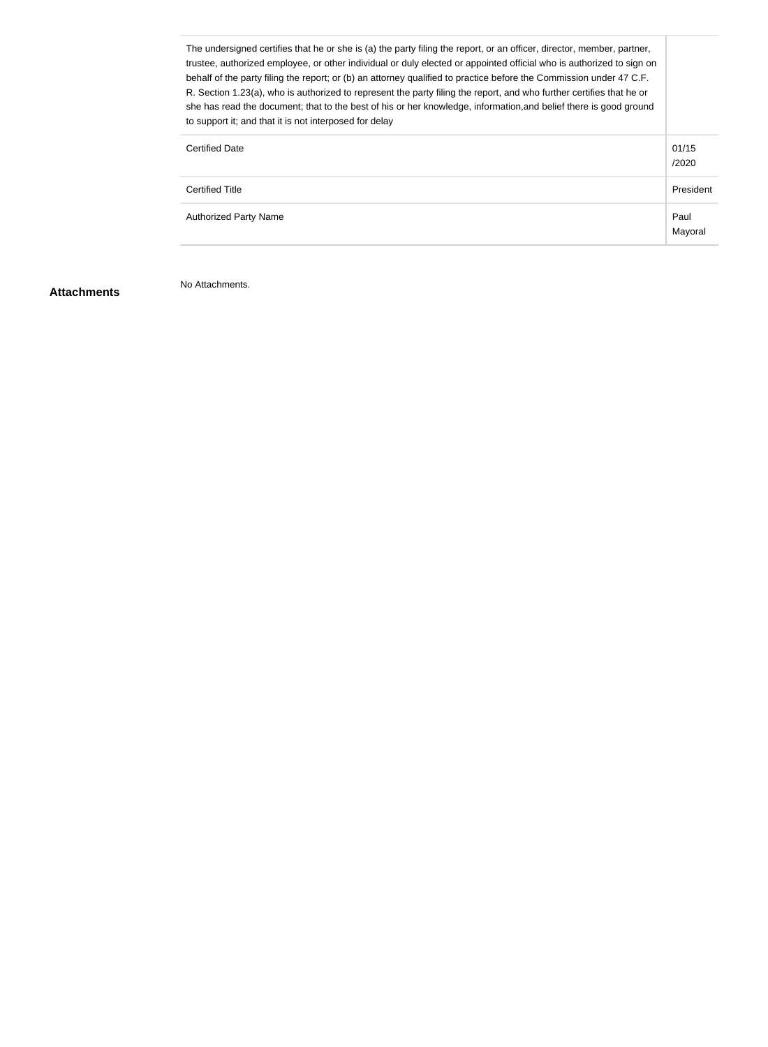| | |
|---|---|
| The undersigned certifies that he or she is (a) the party filing the report, or an officer, director, member, partner, trustee, authorized employee, or other individual or duly elected or appointed official who is authorized to sign on behalf of the party filing the report; or (b) an attorney qualified to practice before the Commission under 47 C.F. R. Section 1.23(a), who is authorized to represent the party filing the report, and who further certifies that he or she has read the document; that to the best of his or her knowledge, information,and belief there is good ground to support it; and that it is not interposed for delay | |
| Certified Date | 01/15/2020 |
| Certified Title | President |
| Authorized Party Name | Paul Mayoral |

**Attachments**

No Attachments.